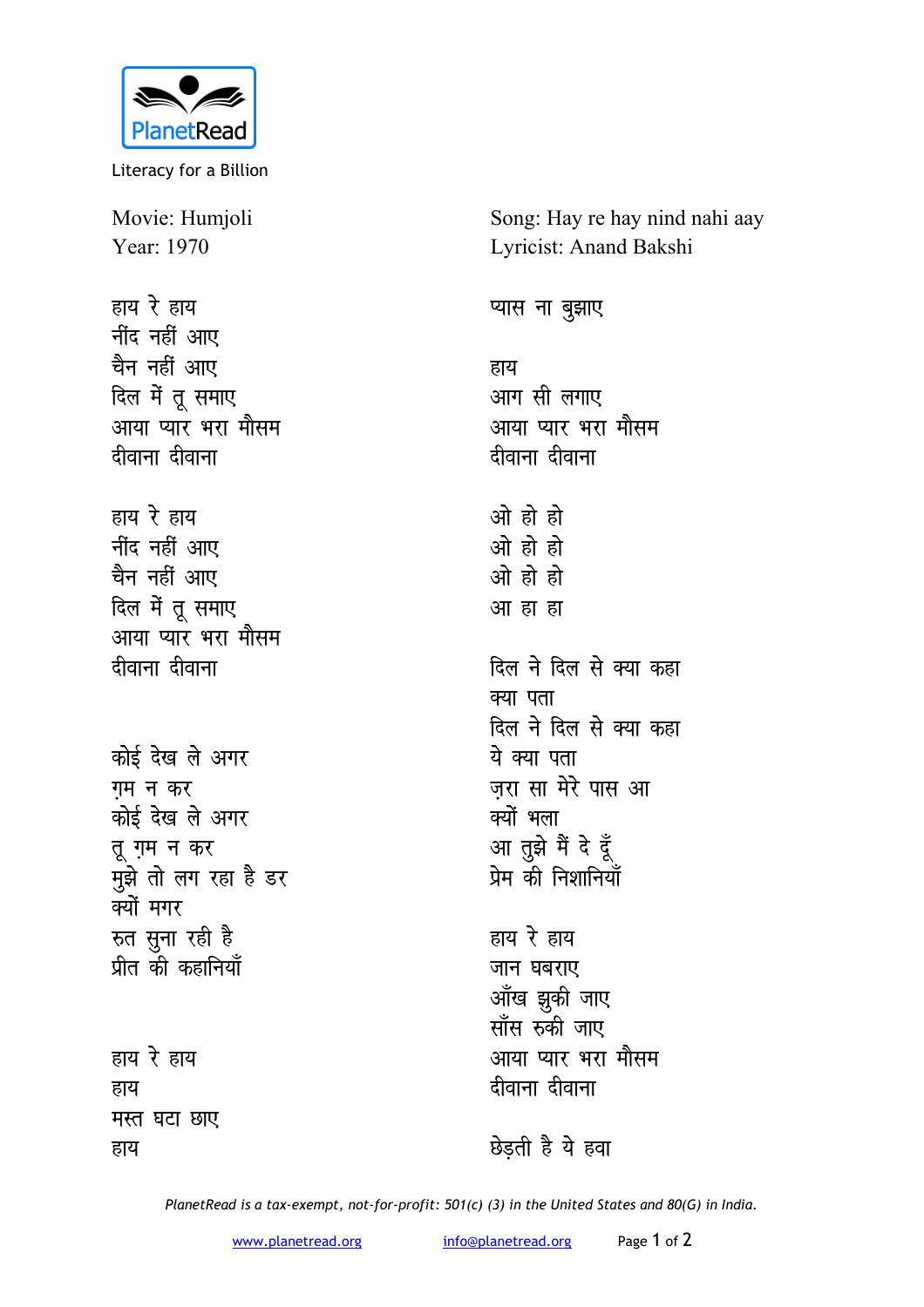PlanetRead

Literacy for a Billion

Movie: Humjoli
Year: 1970

Song: Hay re hay nind nahi aay
Lyricist: Anand Bakshi

हाय रे हाय
नींद नहीं आए
चैन नहीं आए
दिल में तू समाए
आया प्यार भरा मौसम
दीवाना दीवाना

हाय रे हाय
नींद नहीं आए
चैन नहीं आए
दिल में तू समाए
आया प्यार भरा मौसम
दीवाना दीवाना

कोई देख ले अगर
ग़म न कर
कोई देख ले अगर
तू ग़म न कर
मुझे तो लग रहा है डर
क्यों मगर
रुत सुना रही है
प्रीत की कहानियाँ

हाय रे हाय
हाय
मस्त घटा छाए
हाय
प्यास ना बुझाए

हाय
आग सी लगाए
आया प्यार भरा मौसम
दीवाना दीवाना

ओ हो हो
ओ हो हो
ओ हो हो
आ हा हा

दिल ने दिल से क्या कहा
क्या पता
दिल ने दिल से क्या कहा
ये क्या पता
ज़रा सा मेरे पास आ
क्यों भला
आ तुझे मैं दे दूँ
प्रेम की निशानियाँ

हाय रे हाय
जान घबराए
आँख झुकी जाए
साँस रुकी जाए
आया प्यार भरा मौसम
दीवाना दीवाना

छेड़ती है ये हवा

*PlanetRead is a tax-exempt, not-for-profit: 501(c) (3) in the United States and 80(G) in India.*

www.planetread.org info@planetread.org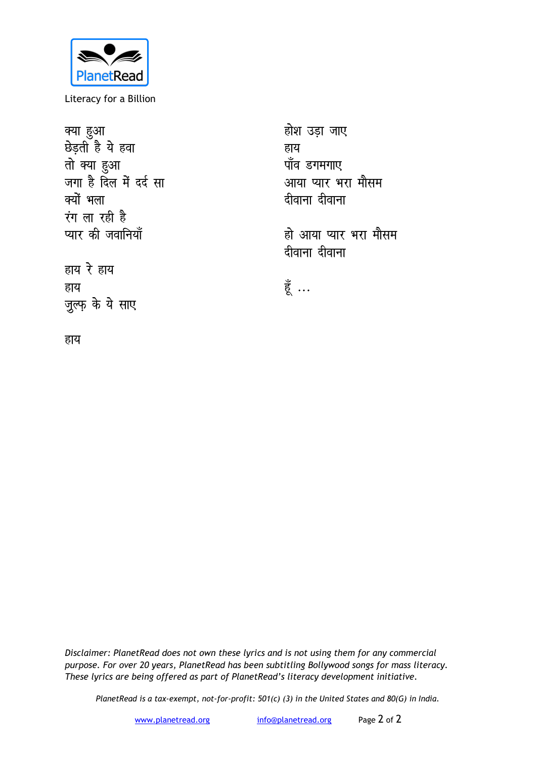PlanetRead

Literacy for a Billion

क्या हुआ  
छेड़ती है ये हवा  
तो क्या हुआ  
जगा है दिल में दर्द सा  
क्यों भला  
रंग ला रही है  
प्यार की जवानियाँ

हाय रे हाय  
हाय  
ज़ुल्फ़ के ये साए

हाय

होश उड़ा जाए  
हाय  
पाँव डगमगाए  
आया प्यार भरा मौसम  
दीवाना दीवाना

हो आया प्यार भरा मौसम  
दीवाना दीवाना

हूँ ...

*Disclaimer: PlanetRead does not own these lyrics and is not using them for any commercial purpose. For over 20 years, PlanetRead has been subtitling Bollywood songs for mass literacy. These lyrics are being offered as part of PlanetRead's literacy development initiative.*

*PlanetRead is a tax-exempt, not-for-profit: 501(c) (3) in the United States and 80(G) in India.*

www.planetread.org  info@planetread.org